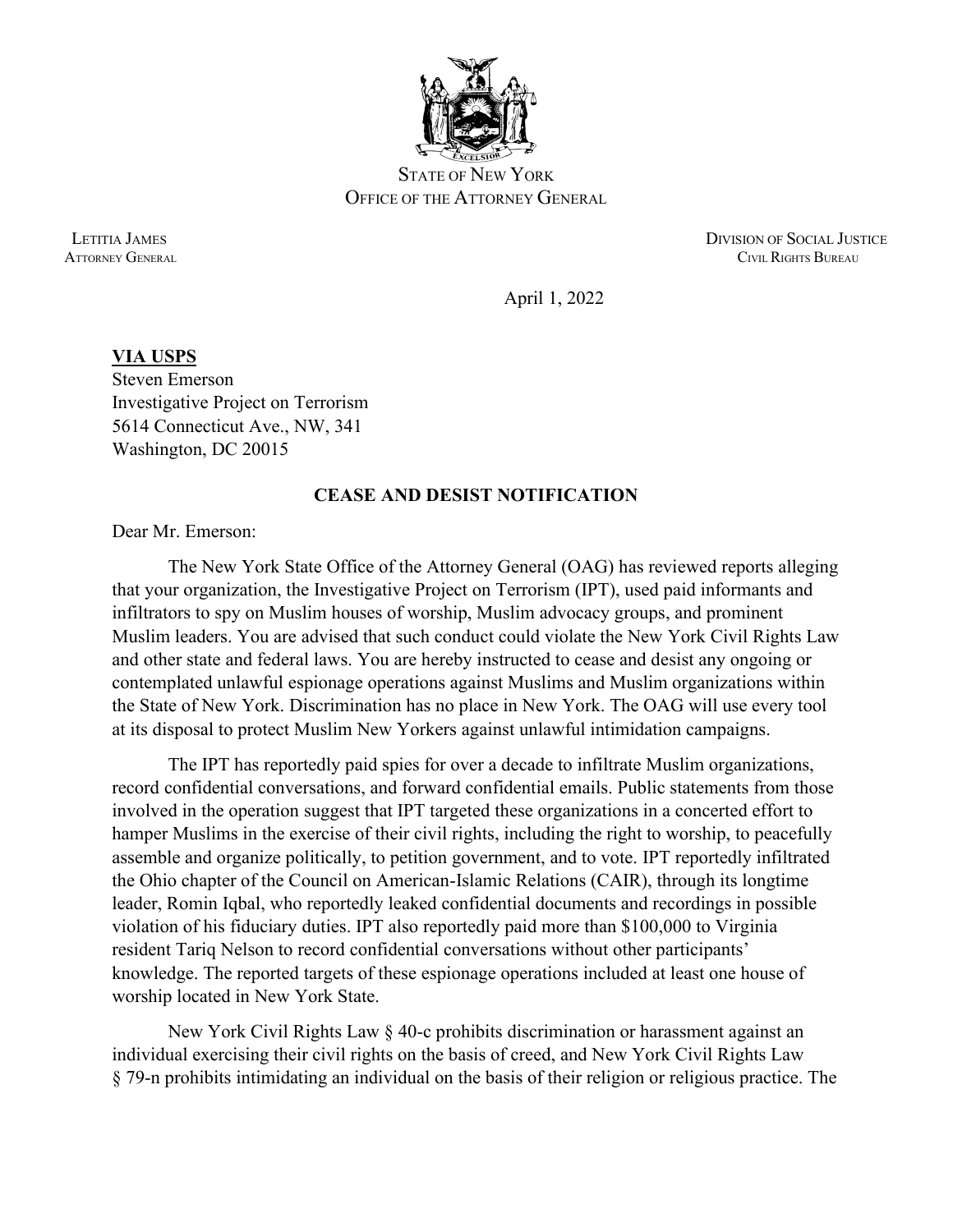STATE OF NEW YORK
OFFICE OF THE ATTORNEY GENERAL

LETITIA JAMES
ATTORNEY GENERAL

DIVISION OF SOCIAL JUSTICE
CIVIL RIGHTS BUREAU

April 1, 2022

**VIA USPS**
Steven Emerson
Investigative Project on Terrorism
5614 Connecticut Ave., NW, 341
Washington, DC 20015

**CEASE AND DESIST NOTIFICATION**

Dear Mr. Emerson:

The New York State Office of the Attorney General (OAG) has reviewed reports alleging that your organization, the Investigative Project on Terrorism (IPT), used paid informants and infiltrators to spy on Muslim houses of worship, Muslim advocacy groups, and prominent Muslim leaders. You are advised that such conduct could violate the New York Civil Rights Law and other state and federal laws. You are hereby instructed to cease and desist any ongoing or contemplated unlawful espionage operations against Muslims and Muslim organizations within the State of New York. Discrimination has no place in New York. The OAG will use every tool at its disposal to protect Muslim New Yorkers against unlawful intimidation campaigns.

The IPT has reportedly paid spies for over a decade to infiltrate Muslim organizations, record confidential conversations, and forward confidential emails. Public statements from those involved in the operation suggest that IPT targeted these organizations in a concerted effort to hamper Muslims in the exercise of their civil rights, including the right to worship, to peacefully assemble and organize politically, to petition government, and to vote. IPT reportedly infiltrated the Ohio chapter of the Council on American-Islamic Relations (CAIR), through its longtime leader, Romin Iqbal, who reportedly leaked confidential documents and recordings in possible violation of his fiduciary duties. IPT also reportedly paid more than $100,000 to Virginia resident Tariq Nelson to record confidential conversations without other participants' knowledge. The reported targets of these espionage operations included at least one house of worship located in New York State.

New York Civil Rights Law § 40-c prohibits discrimination or harassment against an individual exercising their civil rights on the basis of creed, and New York Civil Rights Law § 79-n prohibits intimidating an individual on the basis of their religion or religious practice. The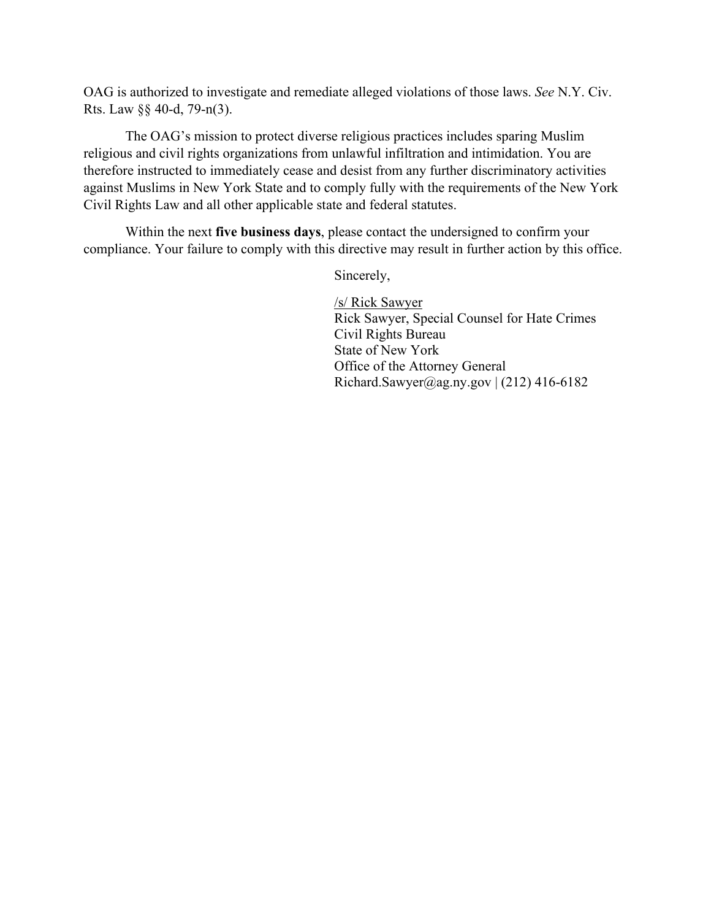OAG is authorized to investigate and remediate alleged violations of those laws. *See* N.Y. Civ. Rts. Law §§ 40-d, 79-n(3).

The OAG's mission to protect diverse religious practices includes sparing Muslim religious and civil rights organizations from unlawful infiltration and intimidation. You are therefore instructed to immediately cease and desist from any further discriminatory activities against Muslims in New York State and to comply fully with the requirements of the New York Civil Rights Law and all other applicable state and federal statutes.

Within the next **five business days**, please contact the undersigned to confirm your compliance. Your failure to comply with this directive may result in further action by this office.

Sincerely,

/s/ Rick Sawyer
Rick Sawyer, Special Counsel for Hate Crimes
Civil Rights Bureau
State of New York
Office of the Attorney General
Richard.Sawyer@ag.ny.gov | (212) 416-6182